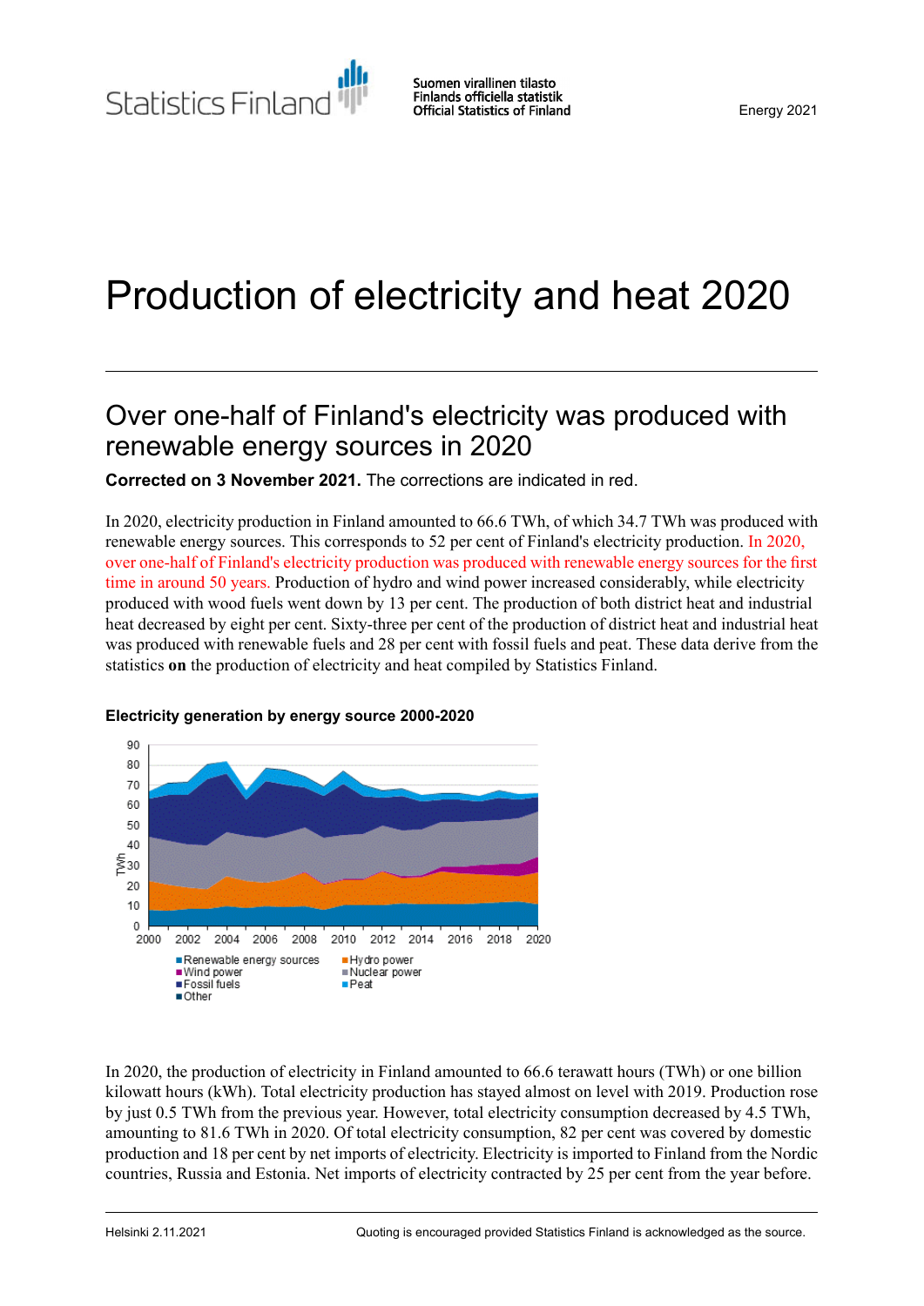Statistics Finland

Suomen virallinen tilasto
Finlands officiella statistik
Official Statistics of Finland

Energy 2021

# Production of electricity and heat 2020

## Over one-half of Finland's electricity was produced with renewable energy sources in 2020

**Corrected on 3 November 2021.** The corrections are indicated in red.

In 2020, electricity production in Finland amounted to 66.6 TWh, of which 34.7 TWh was produced with renewable energy sources. This corresponds to 52 per cent of Finland's electricity production. In 2020, over one-half of Finland's electricity production was produced with renewable energy sources for the first time in around 50 years. Production of hydro and wind power increased considerably, while electricity produced with wood fuels went down by 13 per cent. The production of both district heat and industrial heat decreased by eight per cent. Sixty-three per cent of the production of district heat and industrial heat was produced with renewable fuels and 28 per cent with fossil fuels and peat. These data derive from the statistics **on** the production of electricity and heat compiled by Statistics Finland.

**Electricity generation by energy source 2000-2020**

In 2020, the production of electricity in Finland amounted to 66.6 terawatt hours (TWh) or one billion kilowatt hours (kWh). Total electricity production has stayed almost on level with 2019. Production rose by just 0.5 TWh from the previous year. However, total electricity consumption decreased by 4.5 TWh, amounting to 81.6 TWh in 2020. Of total electricity consumption, 82 per cent was covered by domestic production and 18 per cent by net imports of electricity. Electricity is imported to Finland from the Nordic countries, Russia and Estonia. Net imports of electricity contracted by 25 per cent from the year before.

Helsinki 2.11.2021

Quoting is encouraged provided Statistics Finland is acknowledged as the source.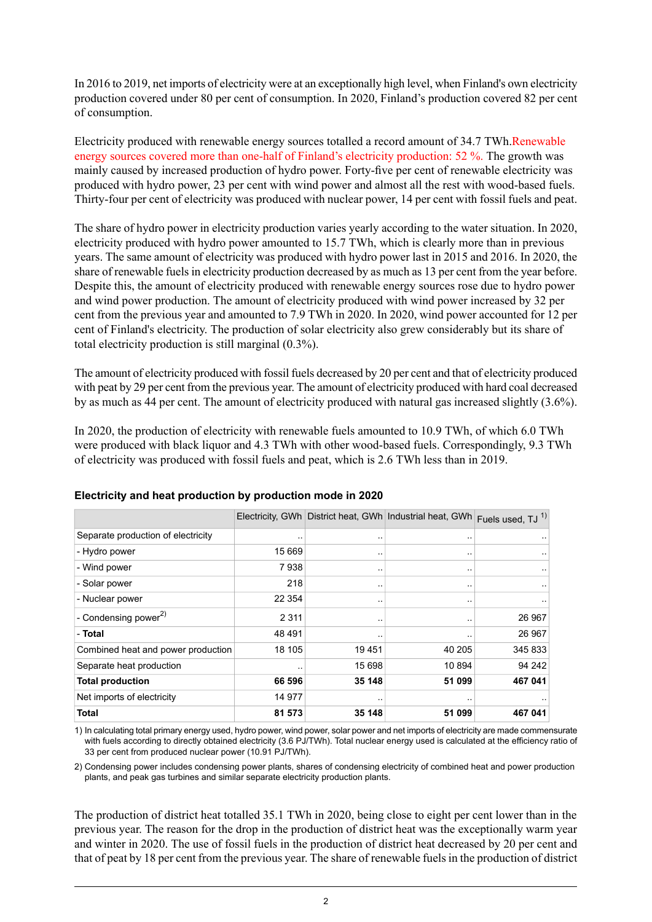In 2016 to 2019, net imports of electricity were at an exceptionally high level, when Finland's own electricity production covered under 80 per cent of consumption. In 2020, Finland's production covered 82 per cent of consumption.

Electricity produced with renewable energy sources totalled a record amount of 34.7 TWh. Renewable energy sources covered more than one-half of Finland's electricity production: 52 %. The growth was mainly caused by increased production of hydro power. Forty-five per cent of renewable electricity was produced with hydro power, 23 per cent with wind power and almost all the rest with wood-based fuels. Thirty-four per cent of electricity was produced with nuclear power, 14 per cent with fossil fuels and peat.

The share of hydro power in electricity production varies yearly according to the water situation. In 2020, electricity produced with hydro power amounted to 15.7 TWh, which is clearly more than in previous years. The same amount of electricity was produced with hydro power last in 2015 and 2016. In 2020, the share of renewable fuels in electricity production decreased by as much as 13 per cent from the year before. Despite this, the amount of electricity produced with renewable energy sources rose due to hydro power and wind power production. The amount of electricity produced with wind power increased by 32 per cent from the previous year and amounted to 7.9 TWh in 2020. In 2020, wind power accounted for 12 per cent of Finland's electricity. The production of solar electricity also grew considerably but its share of total electricity production is still marginal (0.3%).

The amount of electricity produced with fossil fuels decreased by 20 per cent and that of electricity produced with peat by 29 per cent from the previous year. The amount of electricity produced with hard coal decreased by as much as 44 per cent. The amount of electricity produced with natural gas increased slightly (3.6%).

In 2020, the production of electricity with renewable fuels amounted to 10.9 TWh, of which 6.0 TWh were produced with black liquor and 4.3 TWh with other wood-based fuels. Correspondingly, 9.3 TWh of electricity was produced with fossil fuels and peat, which is 2.6 TWh less than in 2019.

### Electricity and heat production by production mode in 2020

| | Electricity, GWh | District heat, GWh | Industrial heat, GWh | Fuels used, TJ [1)] |
|---|---|---|---|---|
| Separate production of electricity | .. | .. | .. | .. |
| - Hydro power | 15 669 | .. | .. | .. |
| - Wind power | 7 938 | .. | .. | .. |
| - Solar power | 218 | .. | .. | .. |
| - Nuclear power | 22 354 | .. | .. | .. |
| - Condensing power[2)] | 2 311 | .. | .. | 26 967 |
| **- Total** | 48 491 | .. | .. | 26 967 |
| Combined heat and power production | 18 105 | 19 451 | 40 205 | 345 833 |
| Separate heat production | .. | 15 698 | 10 894 | 94 242 |
| **Total production** | **66 596** | **35 148** | **51 099** | **467 041** |
| Net imports of electricity | 14 977 | .. | .. | .. |
| **Total** | **81 573** | **35 148** | **51 099** | **467 041** |

1) In calculating total primary energy used, hydro power, wind power, solar power and net imports of electricity are made commensurate with fuels according to directly obtained electricity (3.6 PJ/TWh). Total nuclear energy used is calculated at the efficiency ratio of 33 per cent from produced nuclear power (10.91 PJ/TWh).

2) Condensing power includes condensing power plants, shares of condensing electricity of combined heat and power production plants, and peak gas turbines and similar separate electricity production plants.

The production of district heat totalled 35.1 TWh in 2020, being close to eight per cent lower than in the previous year. The reason for the drop in the production of district heat was the exceptionally warm year and winter in 2020. The use of fossil fuels in the production of district heat decreased by 20 per cent and that of peat by 18 per cent from the previous year. The share of renewable fuels in the production of district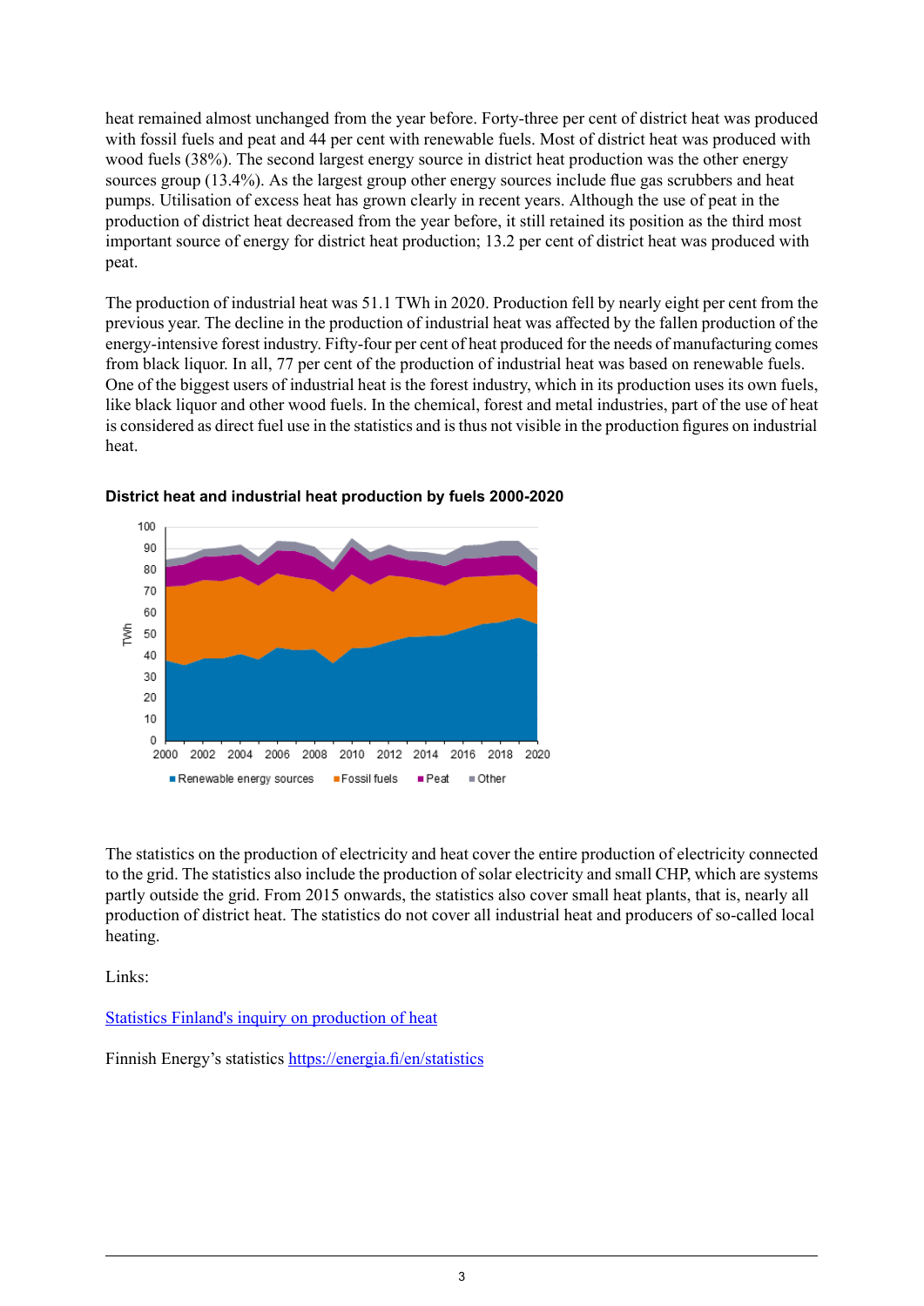heat remained almost unchanged from the year before. Forty-three per cent of district heat was produced with fossil fuels and peat and 44 per cent with renewable fuels. Most of district heat was produced with wood fuels (38%). The second largest energy source in district heat production was the other energy sources group (13.4%). As the largest group other energy sources include flue gas scrubbers and heat pumps. Utilisation of excess heat has grown clearly in recent years. Although the use of peat in the production of district heat decreased from the year before, it still retained its position as the third most important source of energy for district heat production; 13.2 per cent of district heat was produced with peat.

The production of industrial heat was 51.1 TWh in 2020. Production fell by nearly eight per cent from the previous year. The decline in the production of industrial heat was affected by the fallen production of the energy-intensive forest industry. Fifty-four per cent of heat produced for the needs of manufacturing comes from black liquor. In all, 77 per cent of the production of industrial heat was based on renewable fuels. One of the biggest users of industrial heat is the forest industry, which in its production uses its own fuels, like black liquor and other wood fuels. In the chemical, forest and metal industries, part of the use of heat is considered as direct fuel use in the statistics and is thus not visible in the production figures on industrial heat.

**District heat and industrial heat production by fuels 2000-2020**

The statistics on the production of electricity and heat cover the entire production of electricity connected to the grid. The statistics also include the production of solar electricity and small CHP, which are systems partly outside the grid. From 2015 onwards, the statistics also cover small heat plants, that is, nearly all production of district heat. The statistics do not cover all industrial heat and producers of so-called local heating.

Links:

[Statistics Finland's inquiry on production of heat]

Finnish Energy's statistics https://energia.fi/en/statistics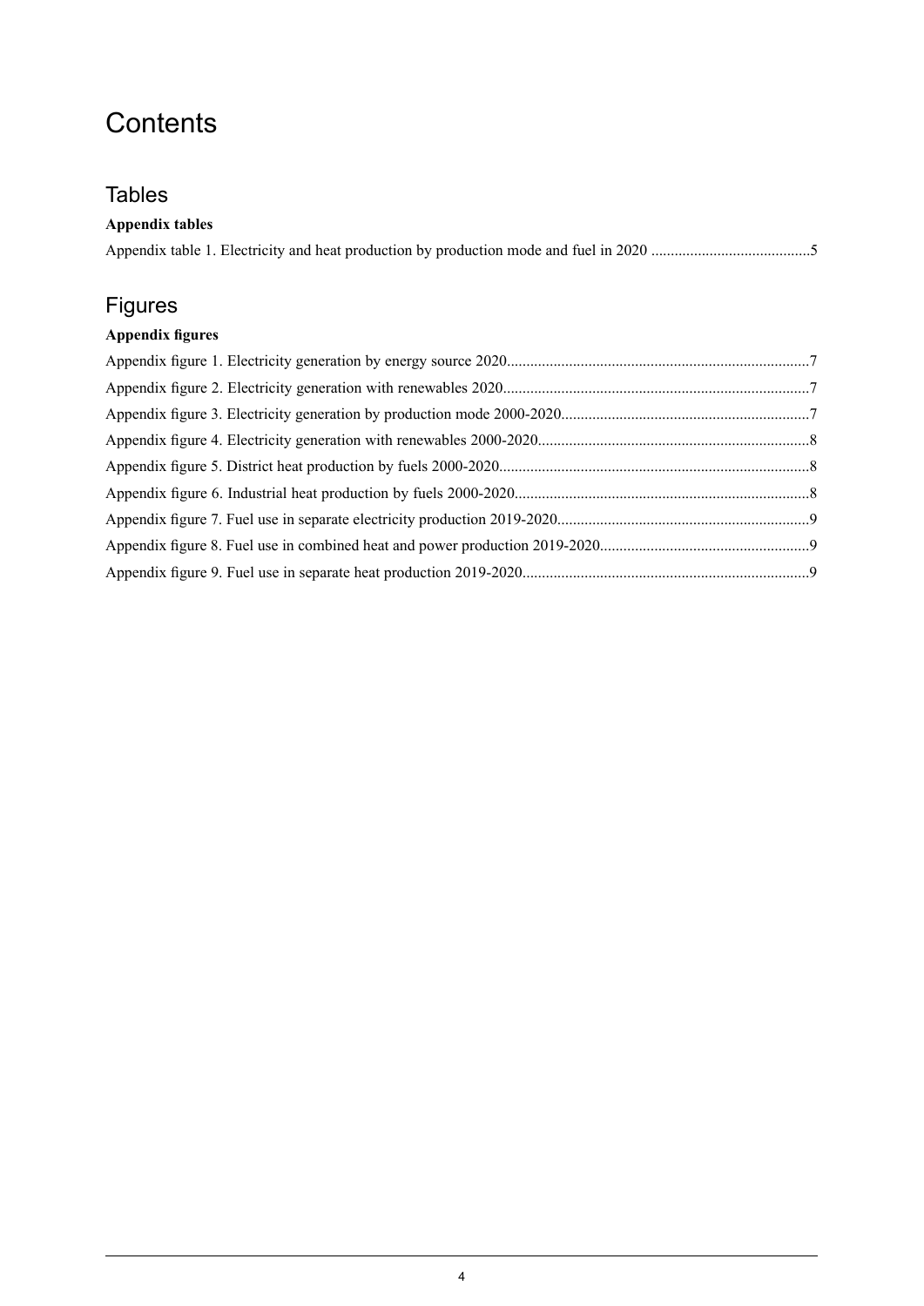# Contents

## Tables

**Appendix tables**

Appendix table 1. Electricity and heat production by production mode and fuel in 2020 .........................................5

## Figures

**Appendix figures**

Appendix figure 1. Electricity generation by energy source 2020.............................................................................7

Appendix figure 2. Electricity generation with renewables 2020..............................................................................7

Appendix figure 3. Electricity generation by production mode 2000-2020...............................................................7

Appendix figure 4. Electricity generation with renewables 2000-2020.....................................................................8

Appendix figure 5. District heat production by fuels 2000-2020...............................................................................8

Appendix figure 6. Industrial heat production by fuels 2000-2020...........................................................................8

Appendix figure 7. Fuel use in separate electricity production 2019-2020................................................................9

Appendix figure 8. Fuel use in combined heat and power production 2019-2020.....................................................9

Appendix figure 9. Fuel use in separate heat production 2019-2020.........................................................................9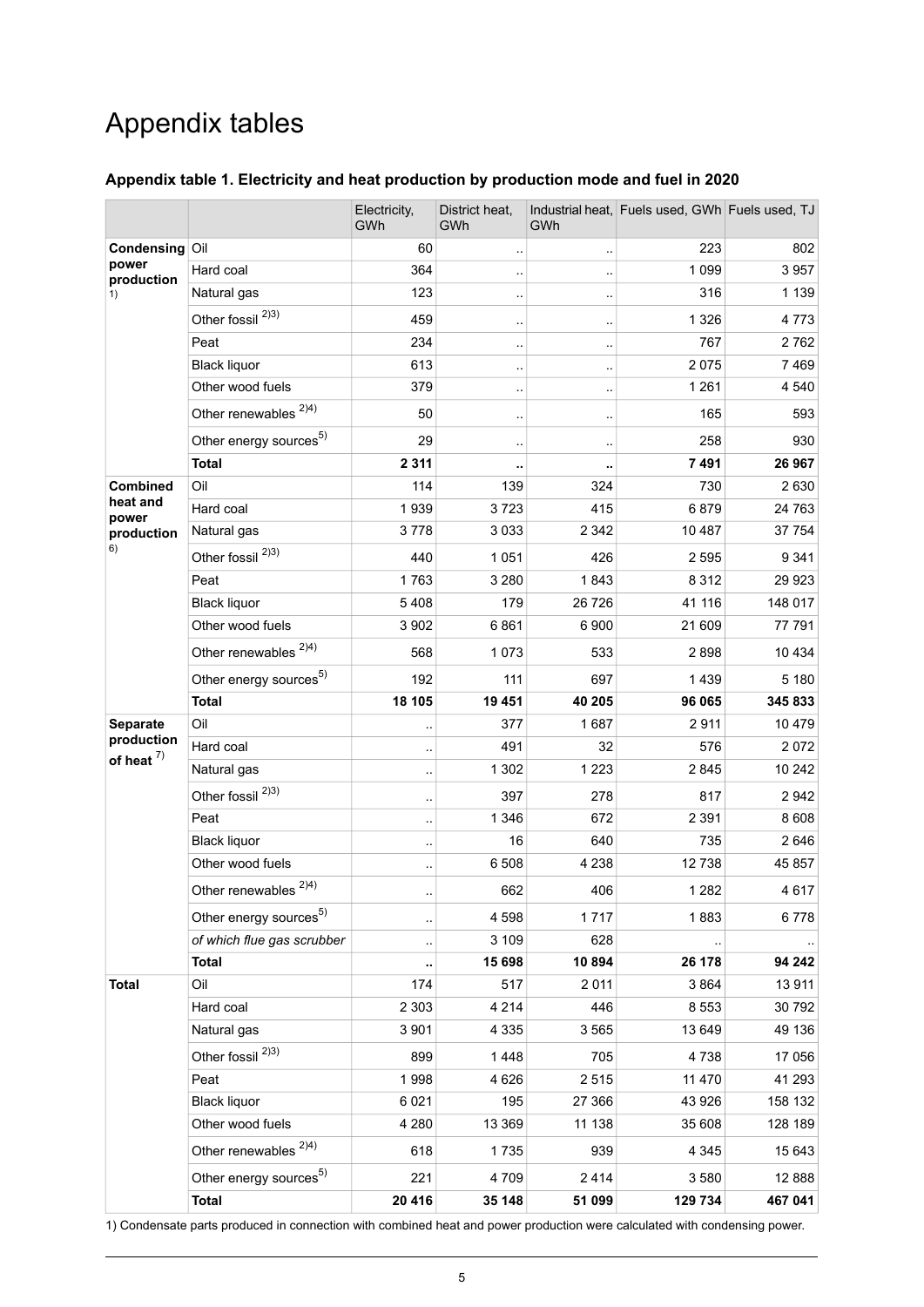# Appendix tables

### Appendix table 1. Electricity and heat production by production mode and fuel in 2020

| | | Electricity, GWh | District heat, GWh | Industrial heat, GWh | Fuels used, GWh | Fuels used, TJ |
|---|---|---|---|---|---|---|
| **Condensing power production** 1) | Oil | 60 | .. | .. | 223 | 802 |
| | Hard coal | 364 | .. | .. | 1 099 | 3 957 |
| | Natural gas | 123 | .. | .. | 316 | 1 139 |
| | Other fossil 2)3) | 459 | .. | .. | 1 326 | 4 773 |
| | Peat | 234 | .. | .. | 767 | 2 762 |
| | Black liquor | 613 | .. | .. | 2 075 | 7 469 |
| | Other wood fuels | 379 | .. | .. | 1 261 | 4 540 |
| | Other renewables 2)4) | 50 | .. | .. | 165 | 593 |
| | Other energy sources5) | 29 | .. | .. | 258 | 930 |
| | **Total** | **2 311** | **..** | **..** | **7 491** | **26 967** |
| **Combined heat and power production** 6) | Oil | 114 | 139 | 324 | 730 | 2 630 |
| | Hard coal | 1 939 | 3 723 | 415 | 6 879 | 24 763 |
| | Natural gas | 3 778 | 3 033 | 2 342 | 10 487 | 37 754 |
| | Other fossil 2)3) | 440 | 1 051 | 426 | 2 595 | 9 341 |
| | Peat | 1 763 | 3 280 | 1 843 | 8 312 | 29 923 |
| | Black liquor | 5 408 | 179 | 26 726 | 41 116 | 148 017 |
| | Other wood fuels | 3 902 | 6 861 | 6 900 | 21 609 | 77 791 |
| | Other renewables 2)4) | 568 | 1 073 | 533 | 2 898 | 10 434 |
| | Other energy sources5) | 192 | 111 | 697 | 1 439 | 5 180 |
| | **Total** | **18 105** | **19 451** | **40 205** | **96 065** | **345 833** |
| **Separate production of heat** 7) | Oil | .. | 377 | 1 687 | 2 911 | 10 479 |
| | Hard coal | .. | 491 | 32 | 576 | 2 072 |
| | Natural gas | .. | 1 302 | 1 223 | 2 845 | 10 242 |
| | Other fossil 2)3) | .. | 397 | 278 | 817 | 2 942 |
| | Peat | .. | 1 346 | 672 | 2 391 | 8 608 |
| | Black liquor | .. | 16 | 640 | 735 | 2 646 |
| | Other wood fuels | .. | 6 508 | 4 238 | 12 738 | 45 857 |
| | Other renewables 2)4) | .. | 662 | 406 | 1 282 | 4 617 |
| | Other energy sources5) | .. | 4 598 | 1 717 | 1 883 | 6 778 |
| | *of which flue gas scrubber* | .. | 3 109 | 628 | .. | .. |
| | **Total** | **..** | **15 698** | **10 894** | **26 178** | **94 242** |
| **Total** | Oil | 174 | 517 | 2 011 | 3 864 | 13 911 |
| | Hard coal | 2 303 | 4 214 | 446 | 8 553 | 30 792 |
| | Natural gas | 3 901 | 4 335 | 3 565 | 13 649 | 49 136 |
| | Other fossil 2)3) | 899 | 1 448 | 705 | 4 738 | 17 056 |
| | Peat | 1 998 | 4 626 | 2 515 | 11 470 | 41 293 |
| | Black liquor | 6 021 | 195 | 27 366 | 43 926 | 158 132 |
| | Other wood fuels | 4 280 | 13 369 | 11 138 | 35 608 | 128 189 |
| | Other renewables 2)4) | 618 | 1 735 | 939 | 4 345 | 15 643 |
| | Other energy sources5) | 221 | 4 709 | 2 414 | 3 580 | 12 888 |
| | **Total** | **20 416** | **35 148** | **51 099** | **129 734** | **467 041** |

1) Condensate parts produced in connection with combined heat and power production were calculated with condensing power.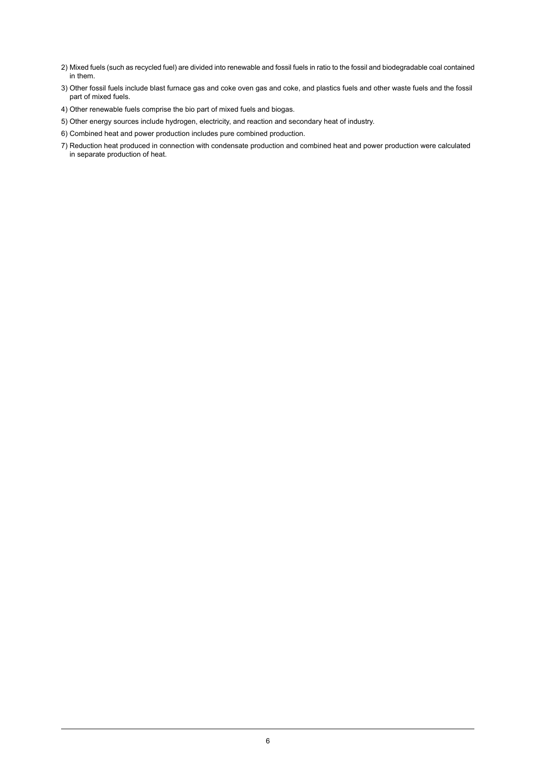2) Mixed fuels (such as recycled fuel) are divided into renewable and fossil fuels in ratio to the fossil and biodegradable coal contained in them.

3) Other fossil fuels include blast furnace gas and coke oven gas and coke, and plastics fuels and other waste fuels and the fossil part of mixed fuels.

4) Other renewable fuels comprise the bio part of mixed fuels and biogas.

5) Other energy sources include hydrogen, electricity, and reaction and secondary heat of industry.

6) Combined heat and power production includes pure combined production.

7) Reduction heat produced in connection with condensate production and combined heat and power production were calculated in separate production of heat.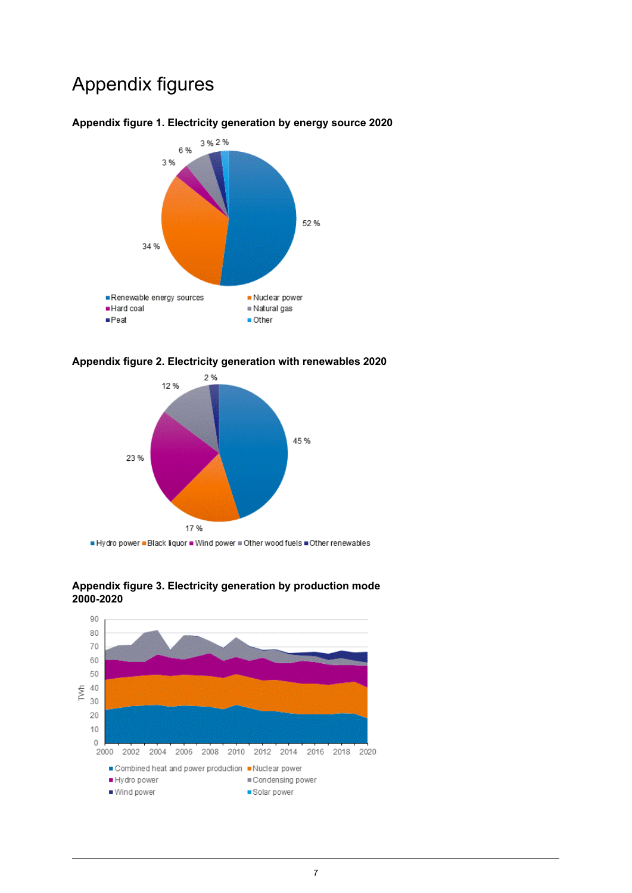# Appendix figures

**Appendix figure 1. Electricity generation by energy source 2020**

52 %
34 %
3 %
6 %
3 %
2 %

Renewable energy sources
Nuclear power
Hard coal
Natural gas
Peat
Other

**Appendix figure 2. Electricity generation with renewables 2020**

45 %
17 %
23 %
12 %
2 %

Hydro power Black liquor Wind power Other wood fuels Other renewables

**Appendix figure 3. Electricity generation by production mode 2000-2020**

TWh

0 10 20 30 40 50 60 70 80 90

2000 2002 2004 2006 2008 2010 2012 2014 2016 2018 2020

Combined heat and power production
Nuclear power
Hydro power
Condensing power
Wind power
Solar power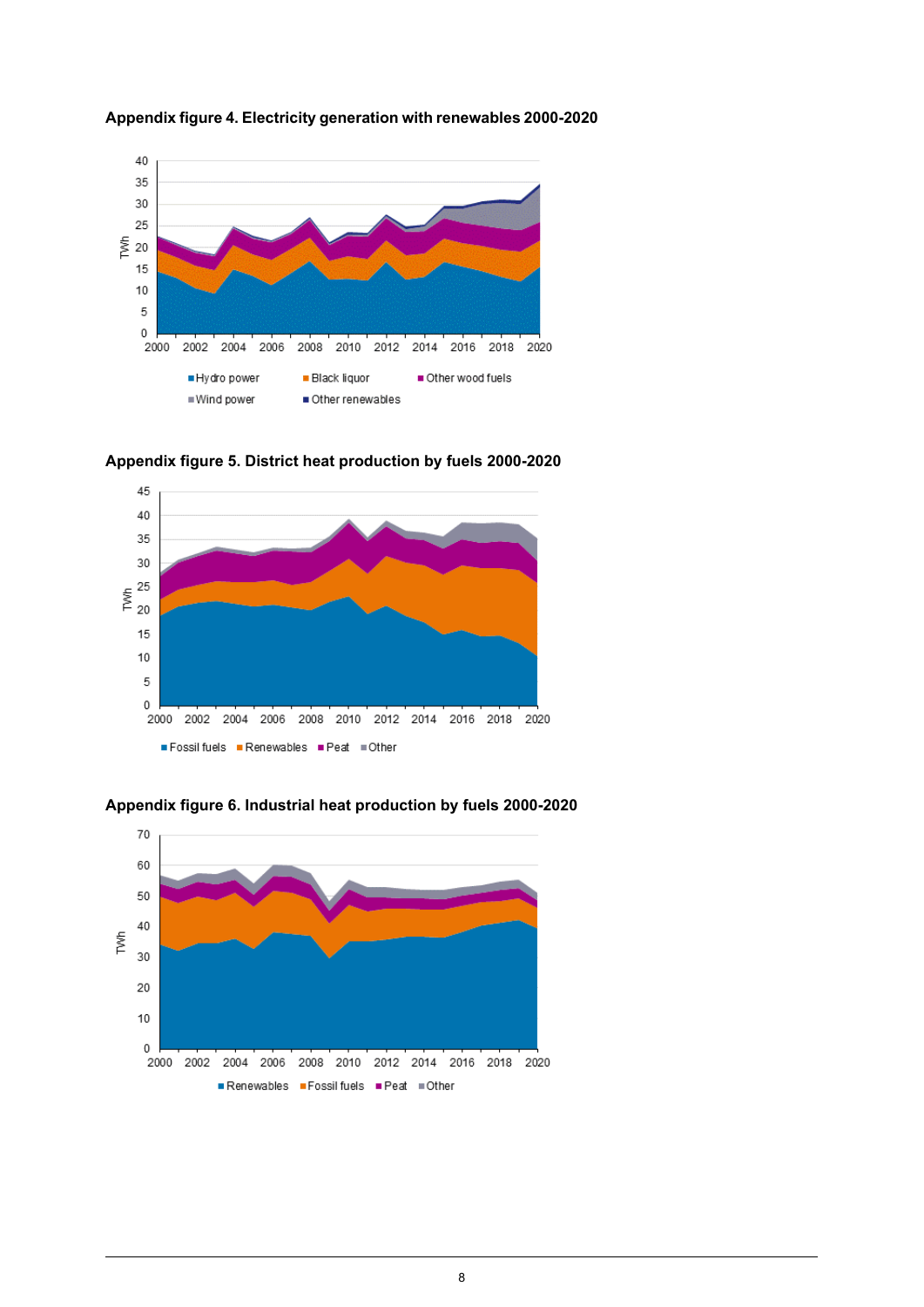**Appendix figure 4. Electricity generation with renewables 2000-2020**

**Appendix figure 5. District heat production by fuels 2000-2020**

**Appendix figure 6. Industrial heat production by fuels 2000-2020**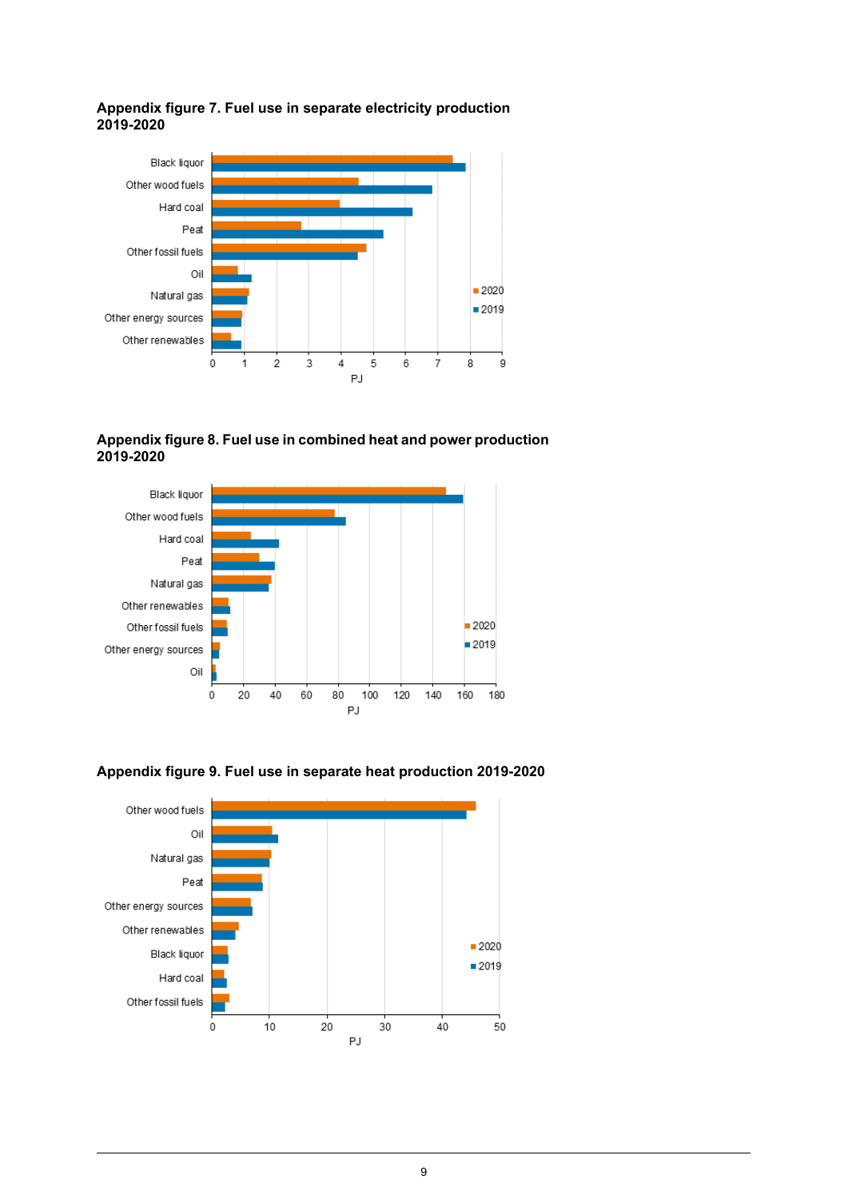**Appendix figure 7. Fuel use in separate electricity production 2019-2020**

**Appendix figure 8. Fuel use in combined heat and power production 2019-2020**

**Appendix figure 9. Fuel use in separate heat production 2019-2020**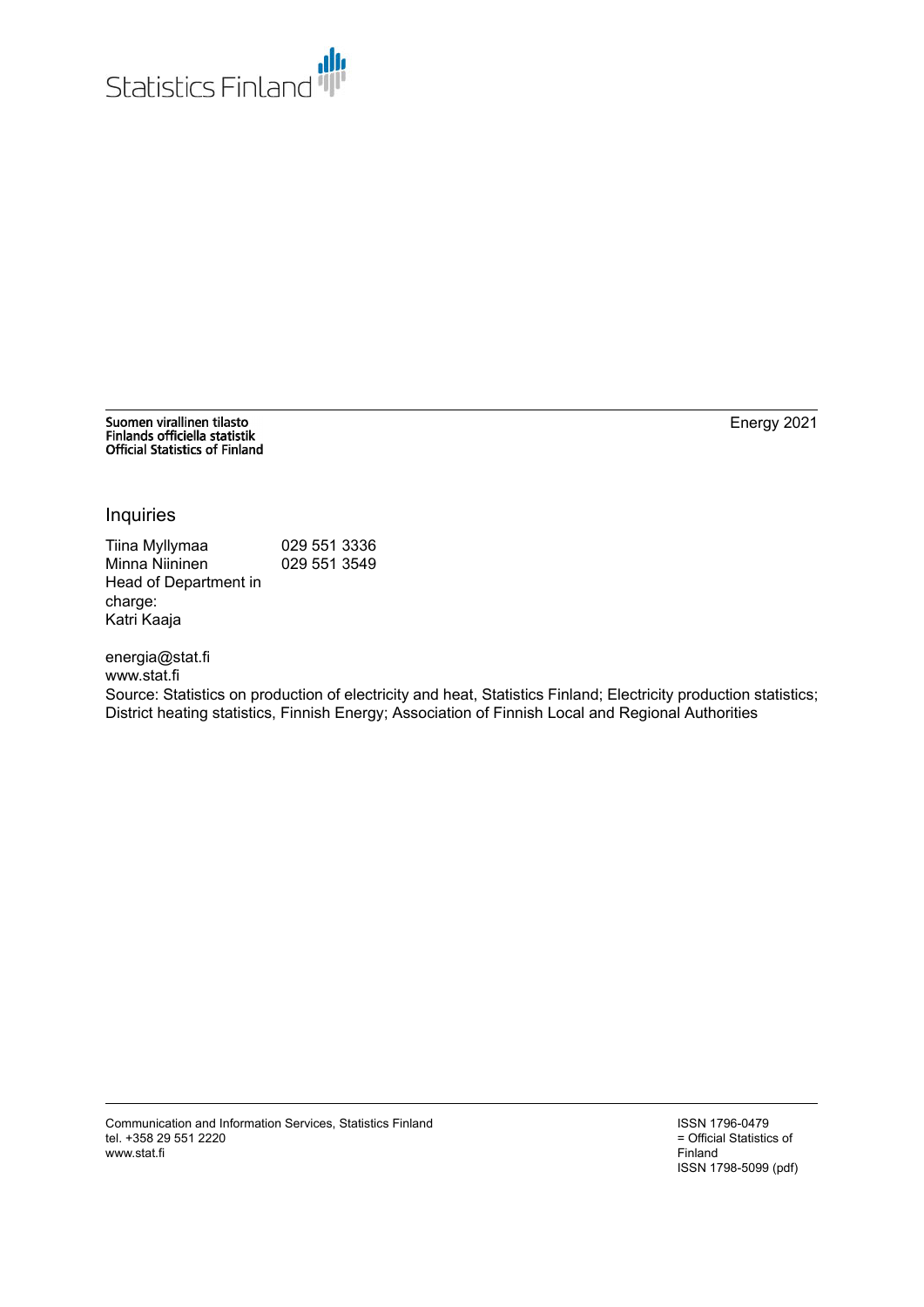Statistics Finland

Suomen virallinen tilasto
Finlands officiella statistik
Official Statistics of Finland

Energy 2021

## Inquiries

Tiina Myllymaa 029 551 3336
Minna Niininen 029 551 3549
Head of Department in charge:
Katri Kaaja

energia@stat.fi
www.stat.fi
Source: Statistics on production of electricity and heat, Statistics Finland; Electricity production statistics; District heating statistics, Finnish Energy; Association of Finnish Local and Regional Authorities

Communication and Information Services, Statistics Finland
tel. +358 29 551 2220
www.stat.fi

ISSN 1796-0479
= Official Statistics of Finland
ISSN 1798-5099 (pdf)